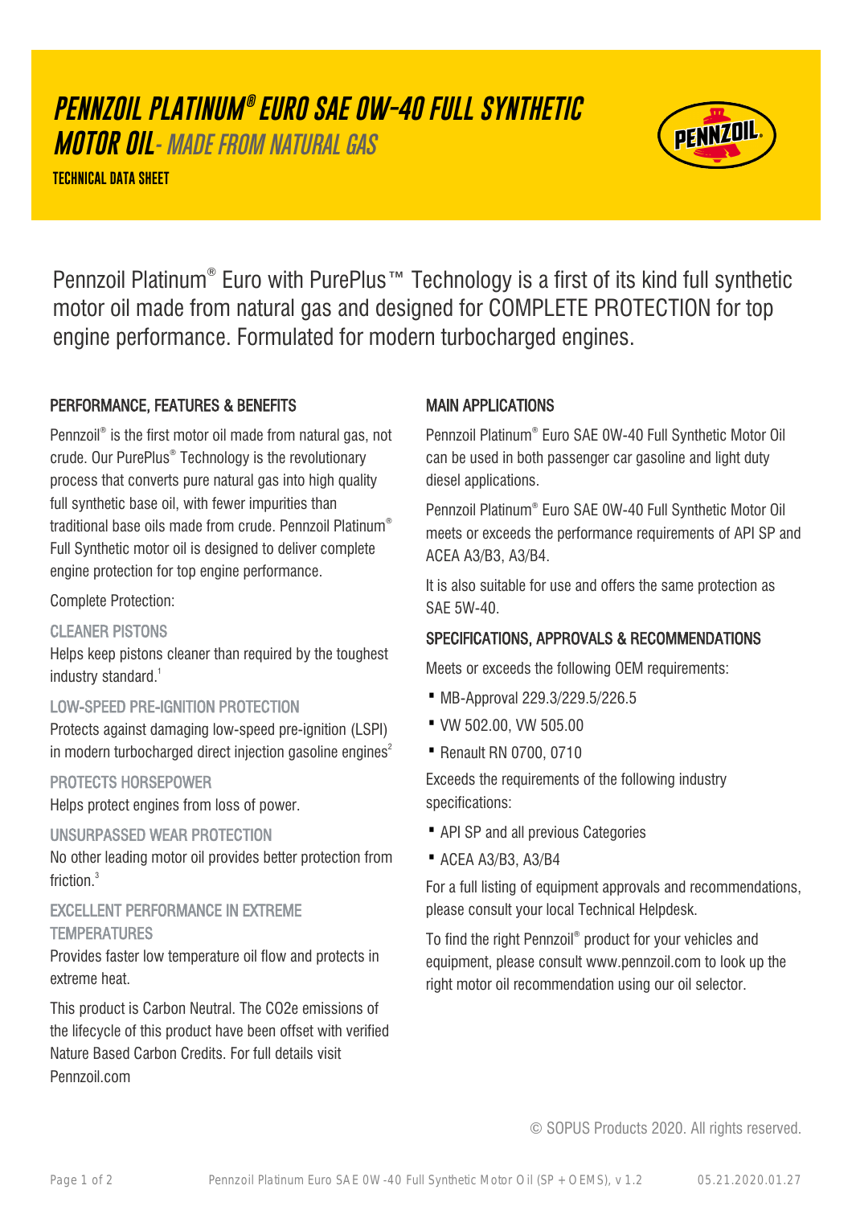# PENNZOIL PLATINUM® EURO SAE 0W-40 FULL SYNTHETIC MOTOR OIL - *MADE FROM NATURAL GAS*

**TECHNICAL DATA SHEET**

Pennzoil Platinum® Euro with PurePlus™ Technology is a first of its kind full synthetic motor oil made from natural gas and designed for COMPLETE PROTECTION for top engine performance. Formulated for modern turbocharged engines.

## PERFORMANCE, FEATURES & BENEFITS

Pennzoil® is the first motor oil made from natural gas, not crude. Our PurePlus® Technology is the revolutionary process that converts pure natural gas into high quality full synthetic base oil, with fewer impurities than traditional base oils made from crude. Pennzoil Platinum® Full Synthetic motor oil is designed to deliver complete engine protection for top engine performance.

Complete Protection:

### CLEANER PISTONS

Helps keep pistons cleaner than required by the toughest industry standard.[1]

### LOW-SPEED PRE-IGNITION PROTECTION

Protects against damaging low-speed pre-ignition (LSPI) in modern turbocharged direct injection gasoline engines[2]

### PROTECTS HORSEPOWER

Helps protect engines from loss of power.

### UNSURPASSED WEAR PROTECTION

No other leading motor oil provides better protection from friction.[3]

### EXCELLENT PERFORMANCE IN EXTREME TEMPERATURES

Provides faster low temperature oil flow and protects in extreme heat.

This product is Carbon Neutral. The CO2e emissions of the lifecycle of this product have been offset with verified Nature Based Carbon Credits. For full details visit Pennzoil.com

## MAIN APPLICATIONS

Pennzoil Platinum® Euro SAE 0W-40 Full Synthetic Motor Oil can be used in both passenger car gasoline and light duty diesel applications.

Pennzoil Platinum® Euro SAE 0W-40 Full Synthetic Motor Oil meets or exceeds the performance requirements of API SP and ACEA A3/B3, A3/B4.

It is also suitable for use and offers the same protection as SAE 5W-40.

## SPECIFICATIONS, APPROVALS & RECOMMENDATIONS

Meets or exceeds the following OEM requirements:

- MB-Approval 229.3/229.5/226.5
- VW 502.00, VW 505.00
- Renault RN 0700, 0710

Exceeds the requirements of the following industry specifications:

- API SP and all previous Categories
- ACEA A3/B3, A3/B4

For a full listing of equipment approvals and recommendations, please consult your local Technical Helpdesk.

To find the right Pennzoil® product for your vehicles and equipment, please consult www.pennzoil.com to look up the right motor oil recommendation using our oil selector.

© SOPUS Products 2020. All rights reserved.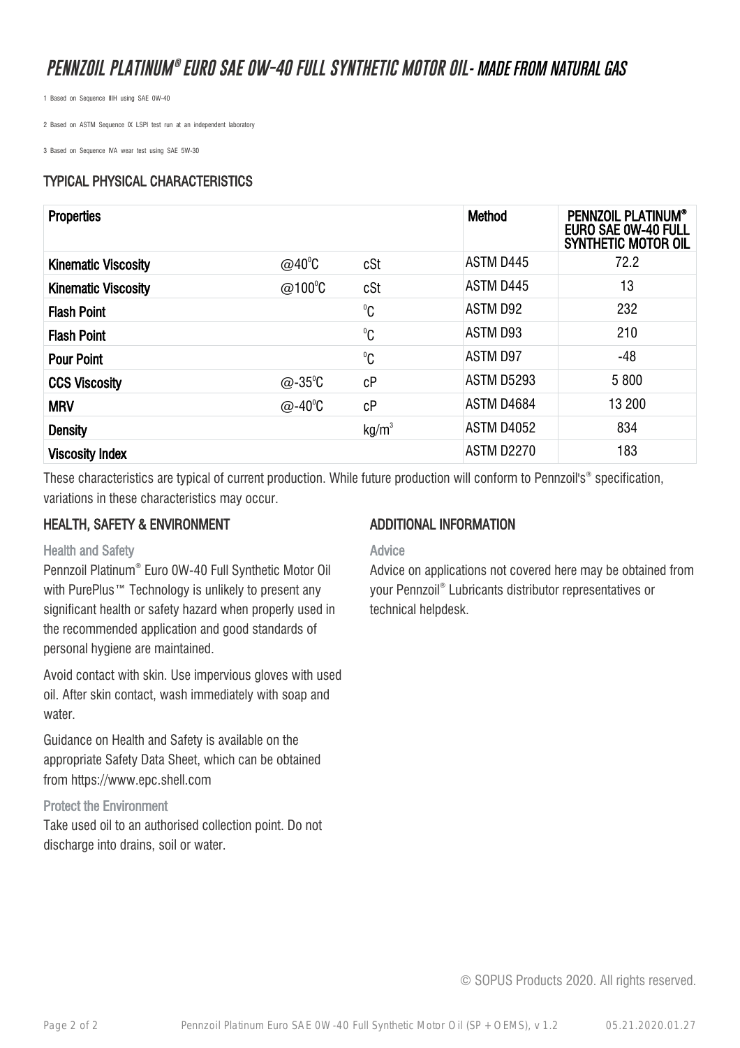# PENNZOIL PLATINUM® EURO SAE 0W-40 FULL SYNTHETIC MOTOR OIL- MADE FROM NATURAL GAS

1 Based on Sequence IIIH using SAE 0W-40

2 Based on ASTM Sequence IX LSPI test run at an independent laboratory

3 Based on Sequence IVA wear test using SAE 5W-30

## TYPICAL PHYSICAL CHARACTERISTICS

| Properties | | | Method | PENNZOIL PLATINUM® EURO SAE 0W-40 FULL SYNTHETIC MOTOR OIL |
|---|---|---|---|---|
| **Kinematic Viscosity** | @40°C | cSt | ASTM D445 | 72.2 |
| **Kinematic Viscosity** | @100°C | cSt | ASTM D445 | 13 |
| **Flash Point** | | °C | ASTM D92 | 232 |
| **Flash Point** | | °C | ASTM D93 | 210 |
| **Pour Point** | | °C | ASTM D97 | -48 |
| **CCS Viscosity** | @-35°C | cP | ASTM D5293 | 5 800 |
| **MRV** | @-40°C | cP | ASTM D4684 | 13 200 |
| **Density** | | $kg/m^3$ | ASTM D4052 | 834 |
| **Viscosity Index** | | | ASTM D2270 | 183 |

These characteristics are typical of current production. While future production will conform to Pennzoil's® specification, variations in these characteristics may occur.

## HEALTH, SAFETY & ENVIRONMENT

### Health and Safety

Pennzoil Platinum® Euro 0W-40 Full Synthetic Motor Oil with PurePlus™ Technology is unlikely to present any significant health or safety hazard when properly used in the recommended application and good standards of personal hygiene are maintained.

Avoid contact with skin. Use impervious gloves with used oil. After skin contact, wash immediately with soap and water.

Guidance on Health and Safety is available on the appropriate Safety Data Sheet, which can be obtained from https://www.epc.shell.com

### Protect the Environment

Take used oil to an authorised collection point. Do not discharge into drains, soil or water.

## ADDITIONAL INFORMATION

### Advice

Advice on applications not covered here may be obtained from your Pennzoil® Lubricants distributor representatives or technical helpdesk.

© SOPUS Products 2020. All rights reserved.